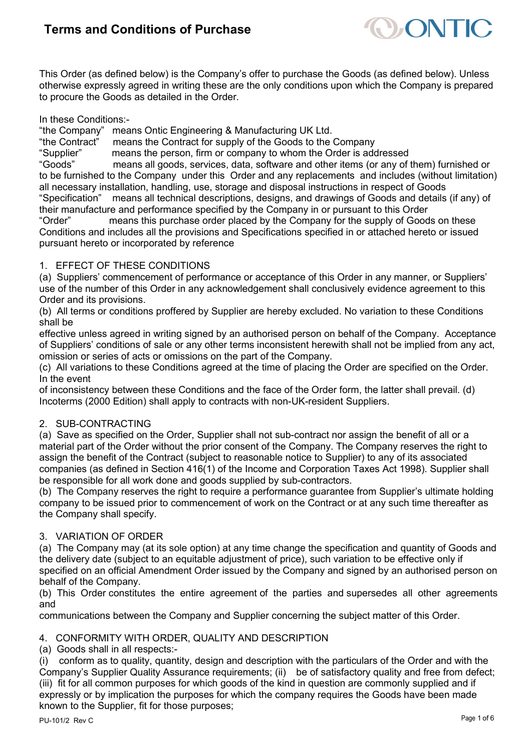# Terms and Conditions of Purchase

This Order (as defined below) is the Company's offer to purchase the Goods (as defined below). Unless otherwise expressly agreed in writing these are the only conditions upon which the Company is prepared to procure the Goods as detailed in the Order.

In these Conditions:-

"the Company" means Ontic Engineering & Manufacturing UK Ltd.

"the Contract" means the Contract for supply of the Goods to the Company

"Supplier" means the person, firm or company to whom the Order is addressed

"Goods" means all goods, services, data, software and other items (or any of them) furnished or to be furnished to the Company under this Order and any replacements and includes (without limitation) all necessary installation, handling, use, storage and disposal instructions in respect of Goods

"Specification" means all technical descriptions, designs, and drawings of Goods and details (if any) of their manufacture and performance specified by the Company in or pursuant to this Order

"Order" means this purchase order placed by the Company for the supply of Goods on these Conditions and includes all the provisions and Specifications specified in or attached hereto or issued pursuant hereto or incorporated by reference

## 1. EFFECT OF THESE CONDITIONS

(a) Suppliers' commencement of performance or acceptance of this Order in any manner, or Suppliers' use of the number of this Order in any acknowledgement shall conclusively evidence agreement to this Order and its provisions.

(b) All terms or conditions proffered by Supplier are hereby excluded. No variation to these Conditions shall be effective unless agreed in writing signed by an authorised person on behalf of the Company. Acceptance of Suppliers' conditions of sale or any other terms inconsistent herewith shall not be implied from any act, omission or series of acts or omissions on the part of the Company.

(c) All variations to these Conditions agreed at the time of placing the Order are specified on the Order. In the event of inconsistency between these Conditions and the face of the Order form, the latter shall prevail. (d) Incoterms (2000 Edition) shall apply to contracts with non-UK-resident Suppliers.

## 2. SUB-CONTRACTING

(a) Save as specified on the Order, Supplier shall not sub-contract nor assign the benefit of all or a material part of the Order without the prior consent of the Company. The Company reserves the right to assign the benefit of the Contract (subject to reasonable notice to Supplier) to any of its associated companies (as defined in Section 416(1) of the Income and Corporation Taxes Act 1998). Supplier shall be responsible for all work done and goods supplied by sub-contractors.

(b) The Company reserves the right to require a performance guarantee from Supplier's ultimate holding company to be issued prior to commencement of work on the Contract or at any such time thereafter as the Company shall specify.

## 3. VARIATION OF ORDER

(a) The Company may (at its sole option) at any time change the specification and quantity of Goods and the delivery date (subject to an equitable adjustment of price), such variation to be effective only if specified on an official Amendment Order issued by the Company and signed by an authorised person on behalf of the Company.

(b) This Order constitutes the entire agreement of the parties and supersedes all other agreements and communications between the Company and Supplier concerning the subject matter of this Order.

## 4. CONFORMITY WITH ORDER, QUALITY AND DESCRIPTION

(a) Goods shall in all respects:-

(i) conform as to quality, quantity, design and description with the particulars of the Order and with the Company's Supplier Quality Assurance requirements; (ii) be of satisfactory quality and free from defect; (iii) fit for all common purposes for which goods of the kind in question are commonly supplied and if expressly or by implication the purposes for which the company requires the Goods have been made known to the Supplier, fit for those purposes;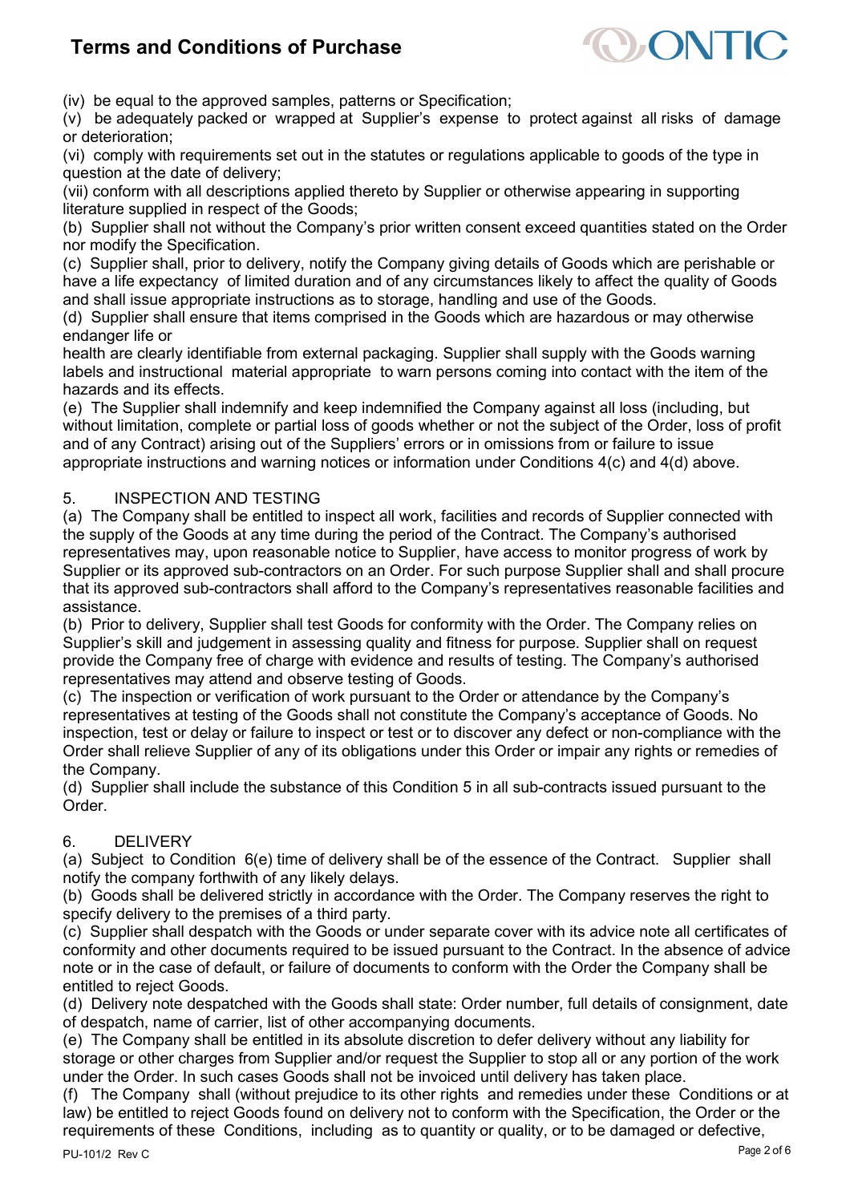(iv) be equal to the approved samples, patterns or Specification;

(v) be adequately packed or wrapped at Supplier's expense to protect against all risks of damage or deterioration;

(vi) comply with requirements set out in the statutes or regulations applicable to goods of the type in question at the date of delivery;

(vii) conform with all descriptions applied thereto by Supplier or otherwise appearing in supporting literature supplied in respect of the Goods;

(b) Supplier shall not without the Company's prior written consent exceed quantities stated on the Order nor modify the Specification.

(c) Supplier shall, prior to delivery, notify the Company giving details of Goods which are perishable or have a life expectancy of limited duration and of any circumstances likely to affect the quality of Goods and shall issue appropriate instructions as to storage, handling and use of the Goods.

(d) Supplier shall ensure that items comprised in the Goods which are hazardous or may otherwise endanger life or health are clearly identifiable from external packaging. Supplier shall supply with the Goods warning labels and instructional material appropriate to warn persons coming into contact with the item of the hazards and its effects.

(e) The Supplier shall indemnify and keep indemnified the Company against all loss (including, but without limitation, complete or partial loss of goods whether or not the subject of the Order, loss of profit and of any Contract) arising out of the Suppliers' errors or in omissions from or failure to issue appropriate instructions and warning notices or information under Conditions 4(c) and 4(d) above.

## 5. INSPECTION AND TESTING

(a) The Company shall be entitled to inspect all work, facilities and records of Supplier connected with the supply of the Goods at any time during the period of the Contract. The Company's authorised representatives may, upon reasonable notice to Supplier, have access to monitor progress of work by Supplier or its approved sub-contractors on an Order. For such purpose Supplier shall and shall procure that its approved sub-contractors shall afford to the Company's representatives reasonable facilities and assistance.

(b) Prior to delivery, Supplier shall test Goods for conformity with the Order. The Company relies on Supplier's skill and judgement in assessing quality and fitness for purpose. Supplier shall on request provide the Company free of charge with evidence and results of testing. The Company's authorised representatives may attend and observe testing of Goods.

(c) The inspection or verification of work pursuant to the Order or attendance by the Company's representatives at testing of the Goods shall not constitute the Company's acceptance of Goods. No inspection, test or delay or failure to inspect or test or to discover any defect or non-compliance with the Order shall relieve Supplier of any of its obligations under this Order or impair any rights or remedies of the Company.

(d) Supplier shall include the substance of this Condition 5 in all sub-contracts issued pursuant to the Order.

## 6. DELIVERY

(a) Subject to Condition 6(e) time of delivery shall be of the essence of the Contract. Supplier shall notify the company forthwith of any likely delays.

(b) Goods shall be delivered strictly in accordance with the Order. The Company reserves the right to specify delivery to the premises of a third party.

(c) Supplier shall despatch with the Goods or under separate cover with its advice note all certificates of conformity and other documents required to be issued pursuant to the Contract. In the absence of advice note or in the case of default, or failure of documents to conform with the Order the Company shall be entitled to reject Goods.

(d) Delivery note despatched with the Goods shall state: Order number, full details of consignment, date of despatch, name of carrier, list of other accompanying documents.

(e) The Company shall be entitled in its absolute discretion to defer delivery without any liability for storage or other charges from Supplier and/or request the Supplier to stop all or any portion of the work under the Order. In such cases Goods shall not be invoiced until delivery has taken place.

(f) The Company shall (without prejudice to its other rights and remedies under these Conditions or at law) be entitled to reject Goods found on delivery not to conform with the Specification, the Order or the requirements of these Conditions, including as to quantity or quality, or to be damaged or defective,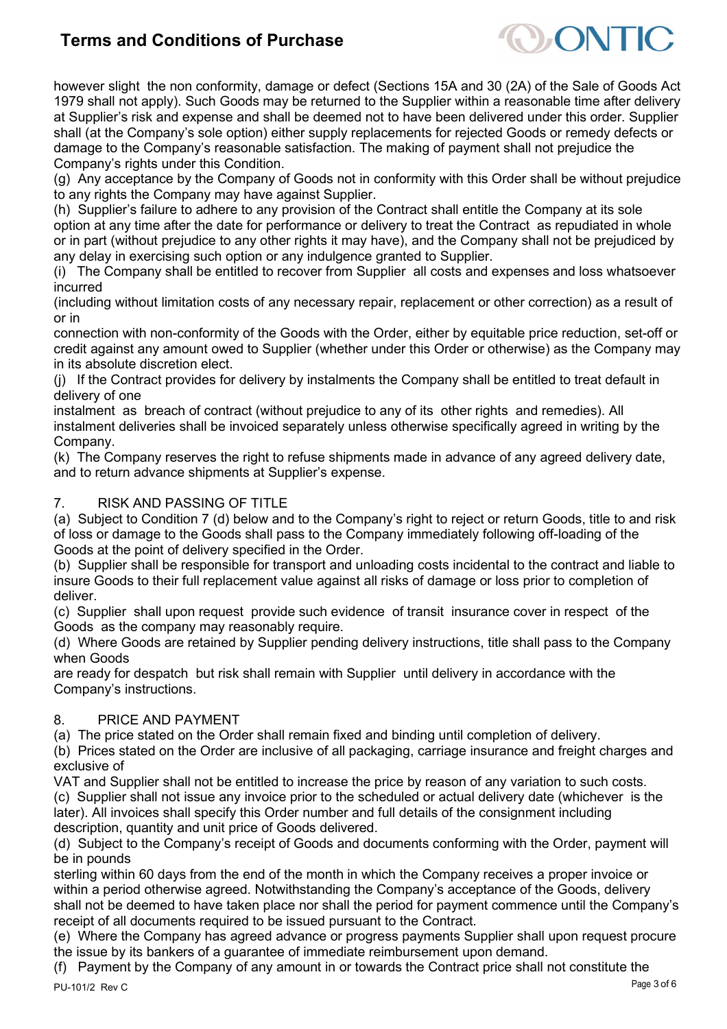however slight the non conformity, damage or defect (Sections 15A and 30 (2A) of the Sale of Goods Act 1979 shall not apply). Such Goods may be returned to the Supplier within a reasonable time after delivery at Supplier's risk and expense and shall be deemed not to have been delivered under this order. Supplier shall (at the Company's sole option) either supply replacements for rejected Goods or remedy defects or damage to the Company's reasonable satisfaction. The making of payment shall not prejudice the Company's rights under this Condition.

(g) Any acceptance by the Company of Goods not in conformity with this Order shall be without prejudice to any rights the Company may have against Supplier.

(h) Supplier's failure to adhere to any provision of the Contract shall entitle the Company at its sole option at any time after the date for performance or delivery to treat the Contract as repudiated in whole or in part (without prejudice to any other rights it may have), and the Company shall not be prejudiced by any delay in exercising such option or any indulgence granted to Supplier.

(i) The Company shall be entitled to recover from Supplier all costs and expenses and loss whatsoever incurred (including without limitation costs of any necessary repair, replacement or other correction) as a result of or in connection with non-conformity of the Goods with the Order, either by equitable price reduction, set-off or credit against any amount owed to Supplier (whether under this Order or otherwise) as the Company may in its absolute discretion elect.

(j) If the Contract provides for delivery by instalments the Company shall be entitled to treat default in delivery of one instalment as breach of contract (without prejudice to any of its other rights and remedies). All instalment deliveries shall be invoiced separately unless otherwise specifically agreed in writing by the Company.

(k) The Company reserves the right to refuse shipments made in advance of any agreed delivery date, and to return advance shipments at Supplier's expense.

## 7. RISK AND PASSING OF TITLE

(a) Subject to Condition 7 (d) below and to the Company's right to reject or return Goods, title to and risk of loss or damage to the Goods shall pass to the Company immediately following off-loading of the Goods at the point of delivery specified in the Order.

(b) Supplier shall be responsible for transport and unloading costs incidental to the contract and liable to insure Goods to their full replacement value against all risks of damage or loss prior to completion of deliver.

(c) Supplier shall upon request provide such evidence of transit insurance cover in respect of the Goods as the company may reasonably require.

(d) Where Goods are retained by Supplier pending delivery instructions, title shall pass to the Company when Goods are ready for despatch but risk shall remain with Supplier until delivery in accordance with the Company's instructions.

## 8. PRICE AND PAYMENT

(a) The price stated on the Order shall remain fixed and binding until completion of delivery.

(b) Prices stated on the Order are inclusive of all packaging, carriage insurance and freight charges and exclusive of VAT and Supplier shall not be entitled to increase the price by reason of any variation to such costs.

(c) Supplier shall not issue any invoice prior to the scheduled or actual delivery date (whichever is the later). All invoices shall specify this Order number and full details of the consignment including description, quantity and unit price of Goods delivered.

(d) Subject to the Company's receipt of Goods and documents conforming with the Order, payment will be in pounds sterling within 60 days from the end of the month in which the Company receives a proper invoice or within a period otherwise agreed. Notwithstanding the Company's acceptance of the Goods, delivery shall not be deemed to have taken place nor shall the period for payment commence until the Company's receipt of all documents required to be issued pursuant to the Contract.

(e) Where the Company has agreed advance or progress payments Supplier shall upon request procure the issue by its bankers of a guarantee of immediate reimbursement upon demand.

(f) Payment by the Company of any amount in or towards the Contract price shall not constitute the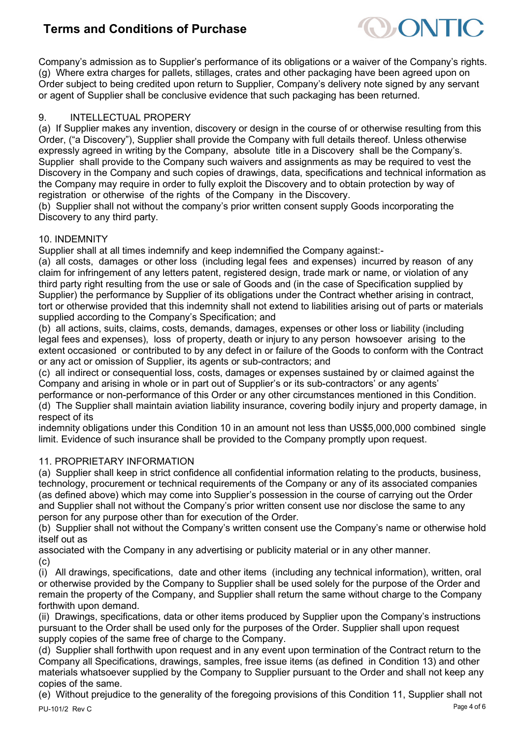Company's admission as to Supplier's performance of its obligations or a waiver of the Company's rights.
(g) Where extra charges for pallets, stillages, crates and other packaging have been agreed upon on Order subject to being credited upon return to Supplier, Company's delivery note signed by any servant or agent of Supplier shall be conclusive evidence that such packaging has been returned.

## 9. INTELLECTUAL PROPERY

(a) If Supplier makes any invention, discovery or design in the course of or otherwise resulting from this Order, ("a Discovery"), Supplier shall provide the Company with full details thereof. Unless otherwise expressly agreed in writing by the Company, absolute title in a Discovery shall be the Company's. Supplier shall provide to the Company such waivers and assignments as may be required to vest the Discovery in the Company and such copies of drawings, data, specifications and technical information as the Company may require in order to fully exploit the Discovery and to obtain protection by way of registration or otherwise of the rights of the Company in the Discovery.
(b) Supplier shall not without the company's prior written consent supply Goods incorporating the Discovery to any third party.

## 10. INDEMNITY

Supplier shall at all times indemnify and keep indemnified the Company against:-
(a) all costs, damages or other loss (including legal fees and expenses) incurred by reason of any claim for infringement of any letters patent, registered design, trade mark or name, or violation of any third party right resulting from the use or sale of Goods and (in the case of Specification supplied by Supplier) the performance by Supplier of its obligations under the Contract whether arising in contract, tort or otherwise provided that this indemnity shall not extend to liabilities arising out of parts or materials supplied according to the Company's Specification; and
(b) all actions, suits, claims, costs, demands, damages, expenses or other loss or liability (including legal fees and expenses), loss of property, death or injury to any person howsoever arising to the extent occasioned or contributed to by any defect in or failure of the Goods to conform with the Contract or any act or omission of Supplier, its agents or sub-contractors; and
(c) all indirect or consequential loss, costs, damages or expenses sustained by or claimed against the Company and arising in whole or in part out of Supplier's or its sub-contractors' or any agents' performance or non-performance of this Order or any other circumstances mentioned in this Condition.
(d) The Supplier shall maintain aviation liability insurance, covering bodily injury and property damage, in respect of its
indemnity obligations under this Condition 10 in an amount not less than US$5,000,000 combined single limit. Evidence of such insurance shall be provided to the Company promptly upon request.

## 11. PROPRIETARY INFORMATION

(a) Supplier shall keep in strict confidence all confidential information relating to the products, business, technology, procurement or technical requirements of the Company or any of its associated companies (as defined above) which may come into Supplier's possession in the course of carrying out the Order and Supplier shall not without the Company's prior written consent use nor disclose the same to any person for any purpose other than for execution of the Order.
(b) Supplier shall not without the Company's written consent use the Company's name or otherwise hold itself out as
associated with the Company in any advertising or publicity material or in any other manner.
(c)
(i) All drawings, specifications, date and other items (including any technical information), written, oral or otherwise provided by the Company to Supplier shall be used solely for the purpose of the Order and remain the property of the Company, and Supplier shall return the same without charge to the Company forthwith upon demand.
(ii) Drawings, specifications, data or other items produced by Supplier upon the Company's instructions pursuant to the Order shall be used only for the purposes of the Order. Supplier shall upon request supply copies of the same free of charge to the Company.
(d) Supplier shall forthwith upon request and in any event upon termination of the Contract return to the Company all Specifications, drawings, samples, free issue items (as defined in Condition 13) and other materials whatsoever supplied by the Company to Supplier pursuant to the Order and shall not keep any copies of the same.
(e) Without prejudice to the generality of the foregoing provisions of this Condition 11, Supplier shall not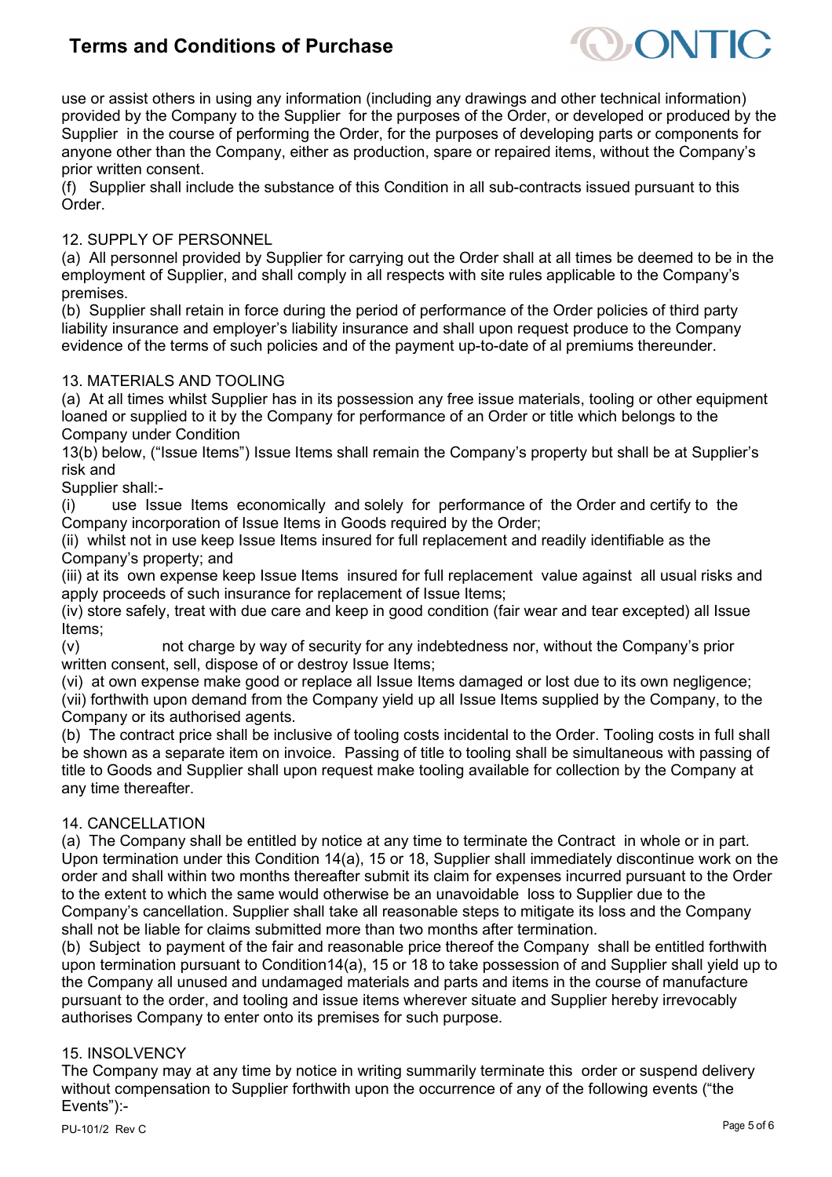use or assist others in using any information (including any drawings and other technical information) provided by the Company to the Supplier for the purposes of the Order, or developed or produced by the Supplier in the course of performing the Order, for the purposes of developing parts or components for anyone other than the Company, either as production, spare or repaired items, without the Company's prior written consent.

(f) Supplier shall include the substance of this Condition in all sub-contracts issued pursuant to this Order.

12. SUPPLY OF PERSONNEL

(a) All personnel provided by Supplier for carrying out the Order shall at all times be deemed to be in the employment of Supplier, and shall comply in all respects with site rules applicable to the Company's premises.

(b) Supplier shall retain in force during the period of performance of the Order policies of third party liability insurance and employer's liability insurance and shall upon request produce to the Company evidence of the terms of such policies and of the payment up-to-date of al premiums thereunder.

13. MATERIALS AND TOOLING

(a) At all times whilst Supplier has in its possession any free issue materials, tooling or other equipment loaned or supplied to it by the Company for performance of an Order or title which belongs to the Company under Condition 13(b) below, ("Issue Items") Issue Items shall remain the Company's property but shall be at Supplier's risk and

Supplier shall:-

(i) use Issue Items economically and solely for performance of the Order and certify to the Company incorporation of Issue Items in Goods required by the Order;

(ii) whilst not in use keep Issue Items insured for full replacement and readily identifiable as the Company's property; and

(iii) at its own expense keep Issue Items insured for full replacement value against all usual risks and apply proceeds of such insurance for replacement of Issue Items;

(iv) store safely, treat with due care and keep in good condition (fair wear and tear excepted) all Issue Items;

(v) not charge by way of security for any indebtedness nor, without the Company's prior written consent, sell, dispose of or destroy Issue Items;

(vi) at own expense make good or replace all Issue Items damaged or lost due to its own negligence;

(vii) forthwith upon demand from the Company yield up all Issue Items supplied by the Company, to the Company or its authorised agents.

(b) The contract price shall be inclusive of tooling costs incidental to the Order. Tooling costs in full shall be shown as a separate item on invoice. Passing of title to tooling shall be simultaneous with passing of title to Goods and Supplier shall upon request make tooling available for collection by the Company at any time thereafter.

14. CANCELLATION

(a) The Company shall be entitled by notice at any time to terminate the Contract in whole or in part. Upon termination under this Condition 14(a), 15 or 18, Supplier shall immediately discontinue work on the order and shall within two months thereafter submit its claim for expenses incurred pursuant to the Order to the extent to which the same would otherwise be an unavoidable loss to Supplier due to the Company's cancellation. Supplier shall take all reasonable steps to mitigate its loss and the Company shall not be liable for claims submitted more than two months after termination.

(b) Subject to payment of the fair and reasonable price thereof the Company shall be entitled forthwith upon termination pursuant to Condition14(a), 15 or 18 to take possession of and Supplier shall yield up to the Company all unused and undamaged materials and parts and items in the course of manufacture pursuant to the order, and tooling and issue items wherever situate and Supplier hereby irrevocably authorises Company to enter onto its premises for such purpose.

15. INSOLVENCY

The Company may at any time by notice in writing summarily terminate this order or suspend delivery without compensation to Supplier forthwith upon the occurrence of any of the following events ("the Events"):-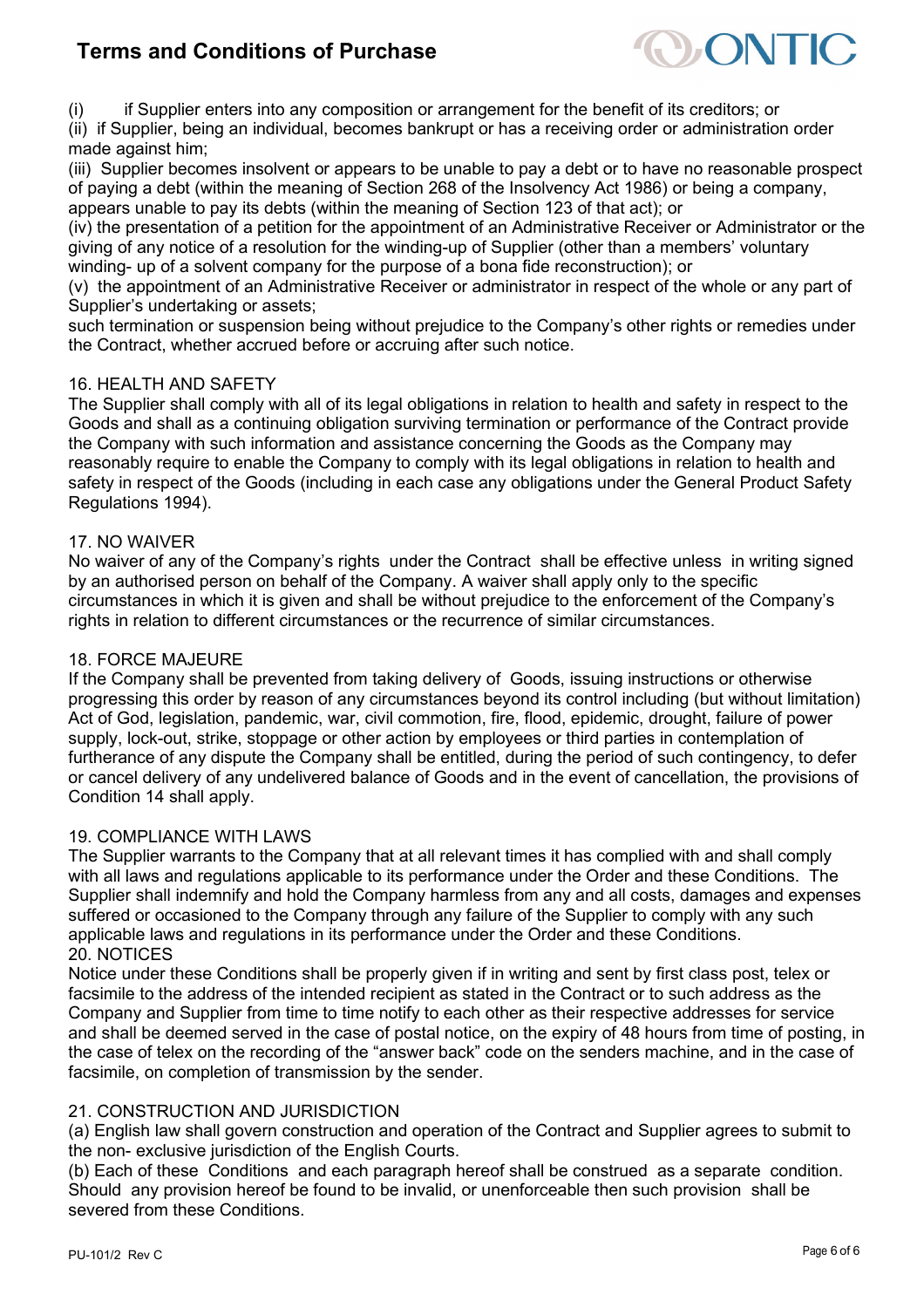(i) if Supplier enters into any composition or arrangement for the benefit of its creditors; or

(ii) if Supplier, being an individual, becomes bankrupt or has a receiving order or administration order made against him;

(iii) Supplier becomes insolvent or appears to be unable to pay a debt or to have no reasonable prospect of paying a debt (within the meaning of Section 268 of the Insolvency Act 1986) or being a company, appears unable to pay its debts (within the meaning of Section 123 of that act); or

(iv) the presentation of a petition for the appointment of an Administrative Receiver or Administrator or the giving of any notice of a resolution for the winding-up of Supplier (other than a members' voluntary winding- up of a solvent company for the purpose of a bona fide reconstruction); or

(v) the appointment of an Administrative Receiver or administrator in respect of the whole or any part of Supplier's undertaking or assets;

such termination or suspension being without prejudice to the Company's other rights or remedies under the Contract, whether accrued before or accruing after such notice.

## 16. HEALTH AND SAFETY

The Supplier shall comply with all of its legal obligations in relation to health and safety in respect to the Goods and shall as a continuing obligation surviving termination or performance of the Contract provide the Company with such information and assistance concerning the Goods as the Company may reasonably require to enable the Company to comply with its legal obligations in relation to health and safety in respect of the Goods (including in each case any obligations under the General Product Safety Regulations 1994).

## 17. NO WAIVER

No waiver of any of the Company's rights under the Contract shall be effective unless in writing signed by an authorised person on behalf of the Company. A waiver shall apply only to the specific circumstances in which it is given and shall be without prejudice to the enforcement of the Company's rights in relation to different circumstances or the recurrence of similar circumstances.

## 18. FORCE MAJEURE

If the Company shall be prevented from taking delivery of Goods, issuing instructions or otherwise progressing this order by reason of any circumstances beyond its control including (but without limitation) Act of God, legislation, pandemic, war, civil commotion, fire, flood, epidemic, drought, failure of power supply, lock-out, strike, stoppage or other action by employees or third parties in contemplation of furtherance of any dispute the Company shall be entitled, during the period of such contingency, to defer or cancel delivery of any undelivered balance of Goods and in the event of cancellation, the provisions of Condition 14 shall apply.

## 19. COMPLIANCE WITH LAWS

The Supplier warrants to the Company that at all relevant times it has complied with and shall comply with all laws and regulations applicable to its performance under the Order and these Conditions. The Supplier shall indemnify and hold the Company harmless from any and all costs, damages and expenses suffered or occasioned to the Company through any failure of the Supplier to comply with any such applicable laws and regulations in its performance under the Order and these Conditions.

## 20. NOTICES

Notice under these Conditions shall be properly given if in writing and sent by first class post, telex or facsimile to the address of the intended recipient as stated in the Contract or to such address as the Company and Supplier from time to time notify to each other as their respective addresses for service and shall be deemed served in the case of postal notice, on the expiry of 48 hours from time of posting, in the case of telex on the recording of the "answer back" code on the senders machine, and in the case of facsimile, on completion of transmission by the sender.

## 21. CONSTRUCTION AND JURISDICTION

(a) English law shall govern construction and operation of the Contract and Supplier agrees to submit to the non- exclusive jurisdiction of the English Courts.

(b) Each of these Conditions and each paragraph hereof shall be construed as a separate condition. Should any provision hereof be found to be invalid, or unenforceable then such provision shall be severed from these Conditions.

PU-101/2 Rev C